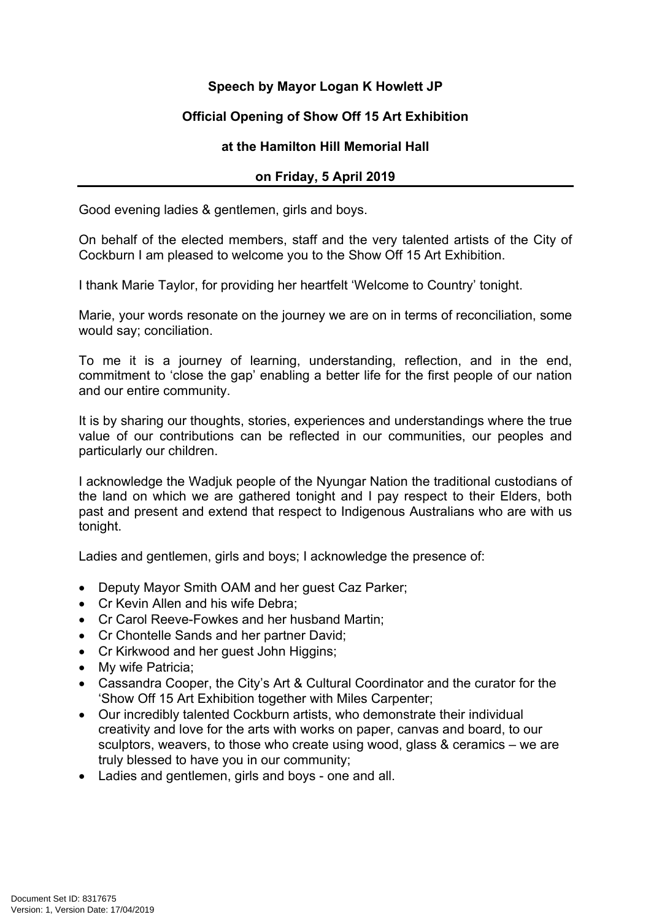**Speech by Mayor Logan K Howlett JP**

**Official Opening of Show Off 15 Art Exhibition**

**at the Hamilton Hill Memorial Hall**

**on Friday, 5 April 2019**

---

Good evening ladies & gentlemen, girls and boys.

On behalf of the elected members, staff and the very talented artists of the City of Cockburn I am pleased to welcome you to the Show Off 15 Art Exhibition.

I thank Marie Taylor, for providing her heartfelt 'Welcome to Country' tonight.

Marie, your words resonate on the journey we are on in terms of reconciliation, some would say; conciliation.

To me it is a journey of learning, understanding, reflection, and in the end, commitment to 'close the gap' enabling a better life for the first people of our nation and our entire community.

It is by sharing our thoughts, stories, experiences and understandings where the true value of our contributions can be reflected in our communities, our peoples and particularly our children.

I acknowledge the Wadjuk people of the Nyungar Nation the traditional custodians of the land on which we are gathered tonight and I pay respect to their Elders, both past and present and extend that respect to Indigenous Australians who are with us tonight.

Ladies and gentlemen, girls and boys; I acknowledge the presence of:

- Deputy Mayor Smith OAM and her guest Caz Parker;
- Cr Kevin Allen and his wife Debra;
- Cr Carol Reeve-Fowkes and her husband Martin;
- Cr Chontelle Sands and her partner David;
- Cr Kirkwood and her guest John Higgins;
- My wife Patricia;
- Cassandra Cooper, the City's Art & Cultural Coordinator and the curator for the 'Show Off 15 Art Exhibition together with Miles Carpenter;
- Our incredibly talented Cockburn artists, who demonstrate their individual creativity and love for the arts with works on paper, canvas and board, to our sculptors, weavers, to those who create using wood, glass & ceramics – we are truly blessed to have you in our community;
- Ladies and gentlemen, girls and boys - one and all.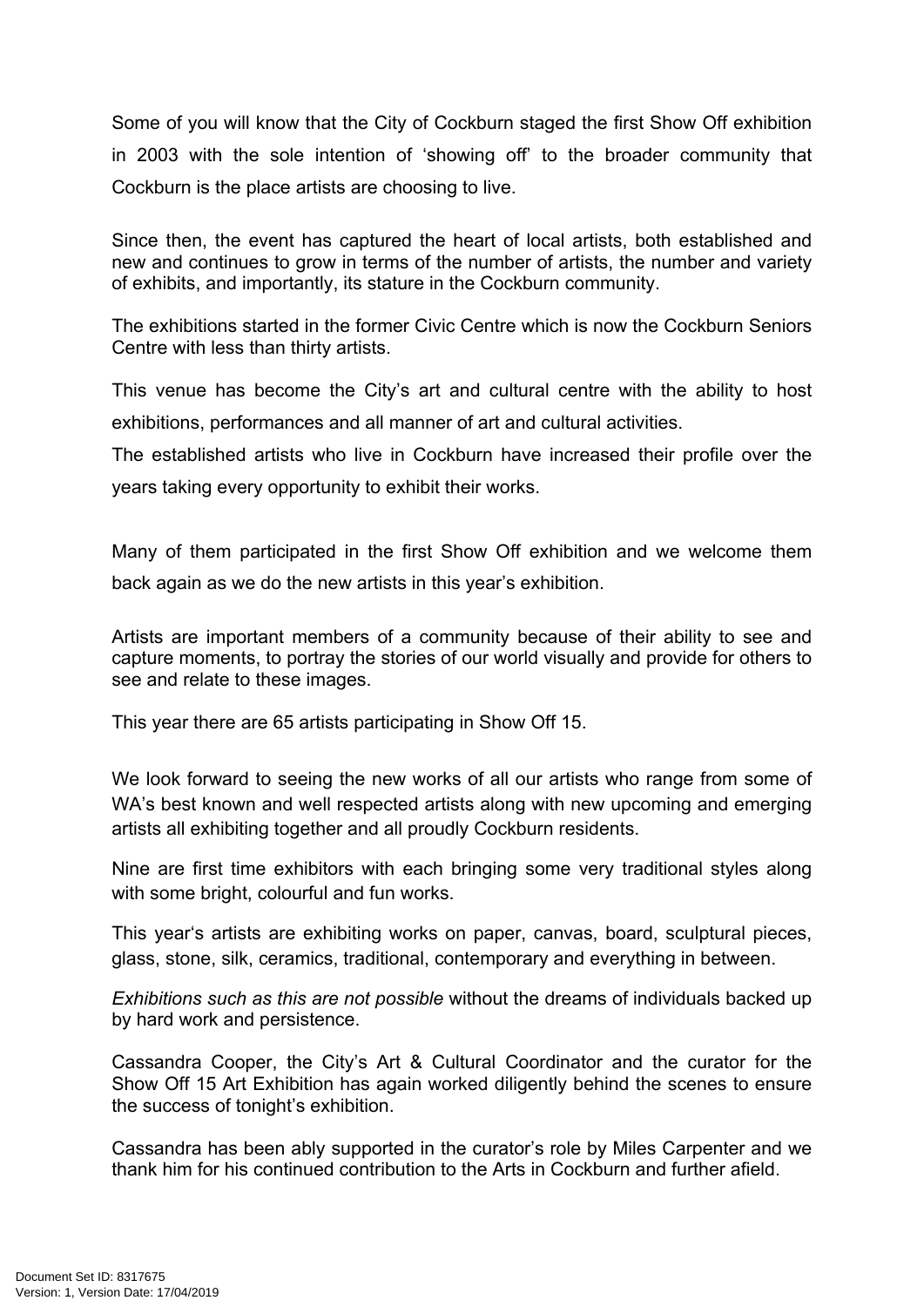Some of you will know that the City of Cockburn staged the first Show Off exhibition in 2003 with the sole intention of 'showing off' to the broader community that Cockburn is the place artists are choosing to live.

Since then, the event has captured the heart of local artists, both established and new and continues to grow in terms of the number of artists, the number and variety of exhibits, and importantly, its stature in the Cockburn community.

The exhibitions started in the former Civic Centre which is now the Cockburn Seniors Centre with less than thirty artists.

This venue has become the City's art and cultural centre with the ability to host exhibitions, performances and all manner of art and cultural activities.

The established artists who live in Cockburn have increased their profile over the years taking every opportunity to exhibit their works.

Many of them participated in the first Show Off exhibition and we welcome them back again as we do the new artists in this year's exhibition.

Artists are important members of a community because of their ability to see and capture moments, to portray the stories of our world visually and provide for others to see and relate to these images.

This year there are 65 artists participating in Show Off 15.

We look forward to seeing the new works of all our artists who range from some of WA's best known and well respected artists along with new upcoming and emerging artists all exhibiting together and all proudly Cockburn residents.

Nine are first time exhibitors with each bringing some very traditional styles along with some bright, colourful and fun works.

This year's artists are exhibiting works on paper, canvas, board, sculptural pieces, glass, stone, silk, ceramics, traditional, contemporary and everything in between.

*Exhibitions such as this are not possible* without the dreams of individuals backed up by hard work and persistence.

Cassandra Cooper, the City's Art & Cultural Coordinator and the curator for the Show Off 15 Art Exhibition has again worked diligently behind the scenes to ensure the success of tonight's exhibition.

Cassandra has been ably supported in the curator's role by Miles Carpenter and we thank him for his continued contribution to the Arts in Cockburn and further afield.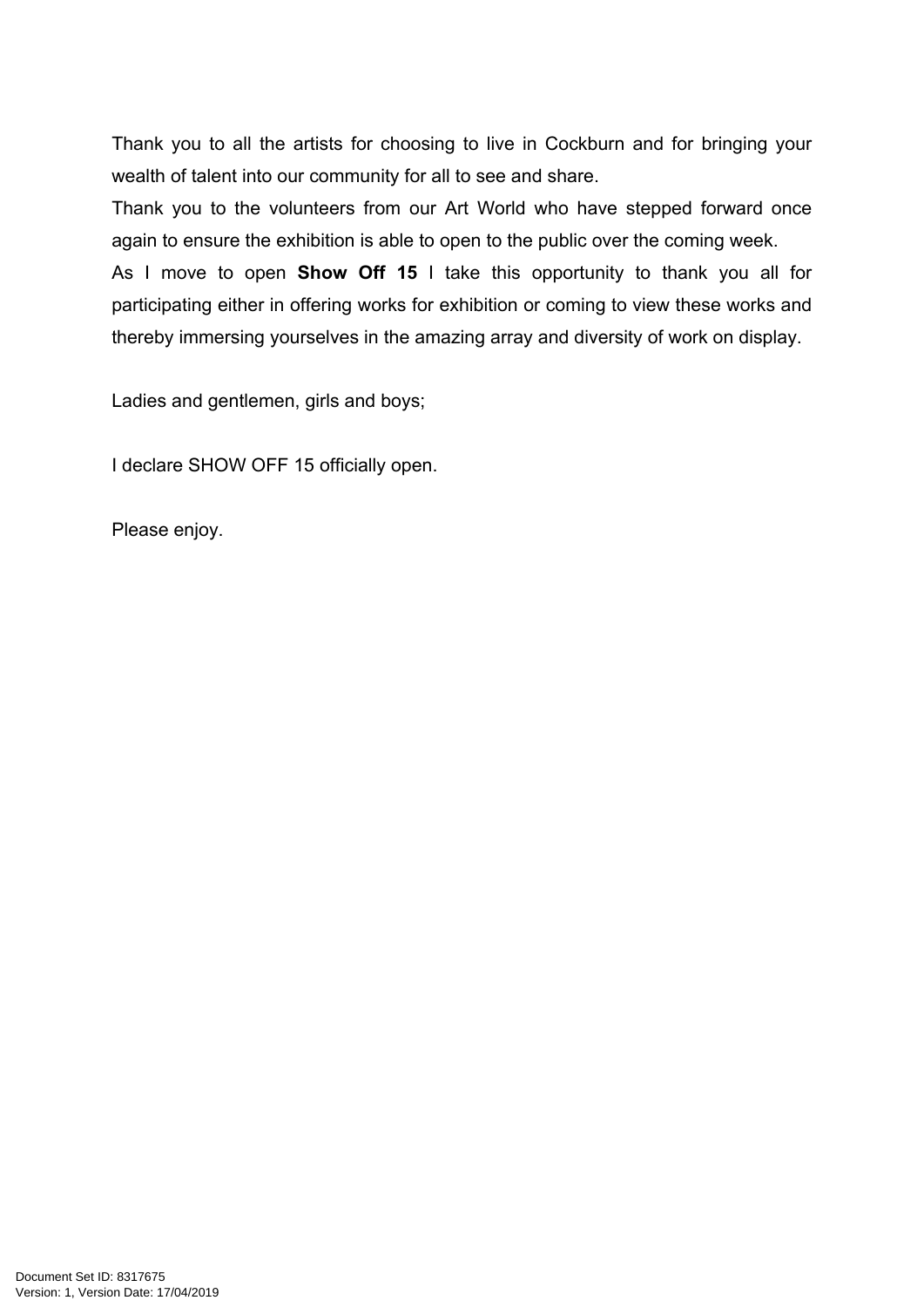Thank you to all the artists for choosing to live in Cockburn and for bringing your wealth of talent into our community for all to see and share.

Thank you to the volunteers from our Art World who have stepped forward once again to ensure the exhibition is able to open to the public over the coming week.

As I move to open **Show Off 15** I take this opportunity to thank you all for participating either in offering works for exhibition or coming to view these works and thereby immersing yourselves in the amazing array and diversity of work on display.

Ladies and gentlemen, girls and boys;

I declare SHOW OFF 15 officially open.

Please enjoy.